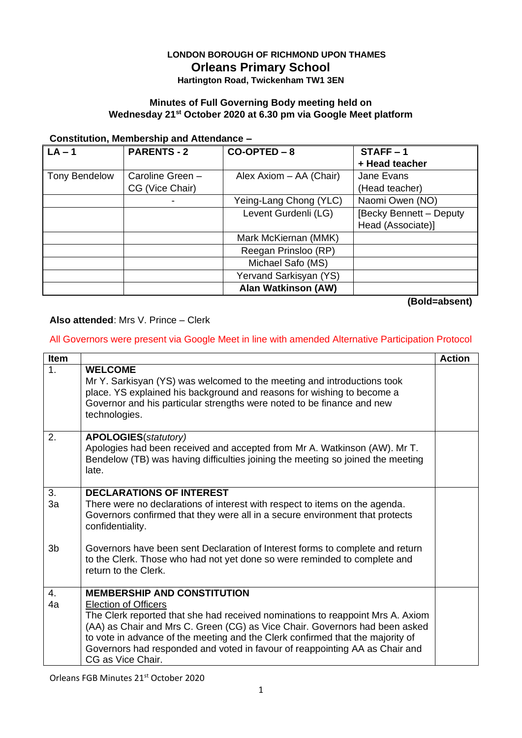**LONDON BOROUGH OF RICHMOND UPON THAMES**

# Orleans Primary School

**Hartington Road, Twickenham TW1 3EN**

**Minutes of Full Governing Body meeting held on Wednesday 21st October 2020 at 6.30 pm via Google Meet platform**

**Constitution, Membership and Attendance –**

| LA – 1 | PARENTS - 2 | CO-OPTED – 8 | STAFF – 1 + Head teacher |
|---|---|---|---|
| Tony Bendelow | Caroline Green – CG (Vice Chair) | Alex Axiom – AA (Chair) | Jane Evans (Head teacher) |
| | - | Yeing-Lang Chong (YLC) | Naomi Owen (NO) |
| | | Levent Gurdenli (LG) | [Becky Bennett – Deputy Head (Associate)] |
| | | Mark McKiernan (MMK) | |
| | | Reegan Prinsloo (RP) | |
| | | Michael Safo (MS) | |
| | | Yervand Sarkisyan (YS) | |
| | | **Alan Watkinson (AW)** | |

**(Bold=absent)**

**Also attended**: Mrs V. Prince – Clerk

All Governors were present via Google Meet in line with amended Alternative Participation Protocol

| Item | | Action |
|---|---|---|
| 1. | **WELCOME**<br>Mr Y. Sarkisyan (YS) was welcomed to the meeting and introductions took place. YS explained his background and reasons for wishing to become a Governor and his particular strengths were noted to be finance and new technologies. | |
| 2. | **APOLOGIES**(*statutory)*<br>Apologies had been received and accepted from Mr A. Watkinson (AW). Mr T. Bendelow (TB) was having difficulties joining the meeting so joined the meeting late. | |
| 3.<br>3a | **DECLARATIONS OF INTEREST**<br>There were no declarations of interest with respect to items on the agenda. Governors confirmed that they were all in a secure environment that protects confidentiality. | |
| 3b | Governors have been sent Declaration of Interest forms to complete and return to the Clerk. Those who had not yet done so were reminded to complete and return to the Clerk. | |
| 4.<br>4a | **MEMBERSHIP AND CONSTITUTION**<br>Election of Officers<br>The Clerk reported that she had received nominations to reappoint Mrs A. Axiom (AA) as Chair and Mrs C. Green (CG) as Vice Chair. Governors had been asked to vote in advance of the meeting and the Clerk confirmed that the majority of Governors had responded and voted in favour of reappointing AA as Chair and CG as Vice Chair. | |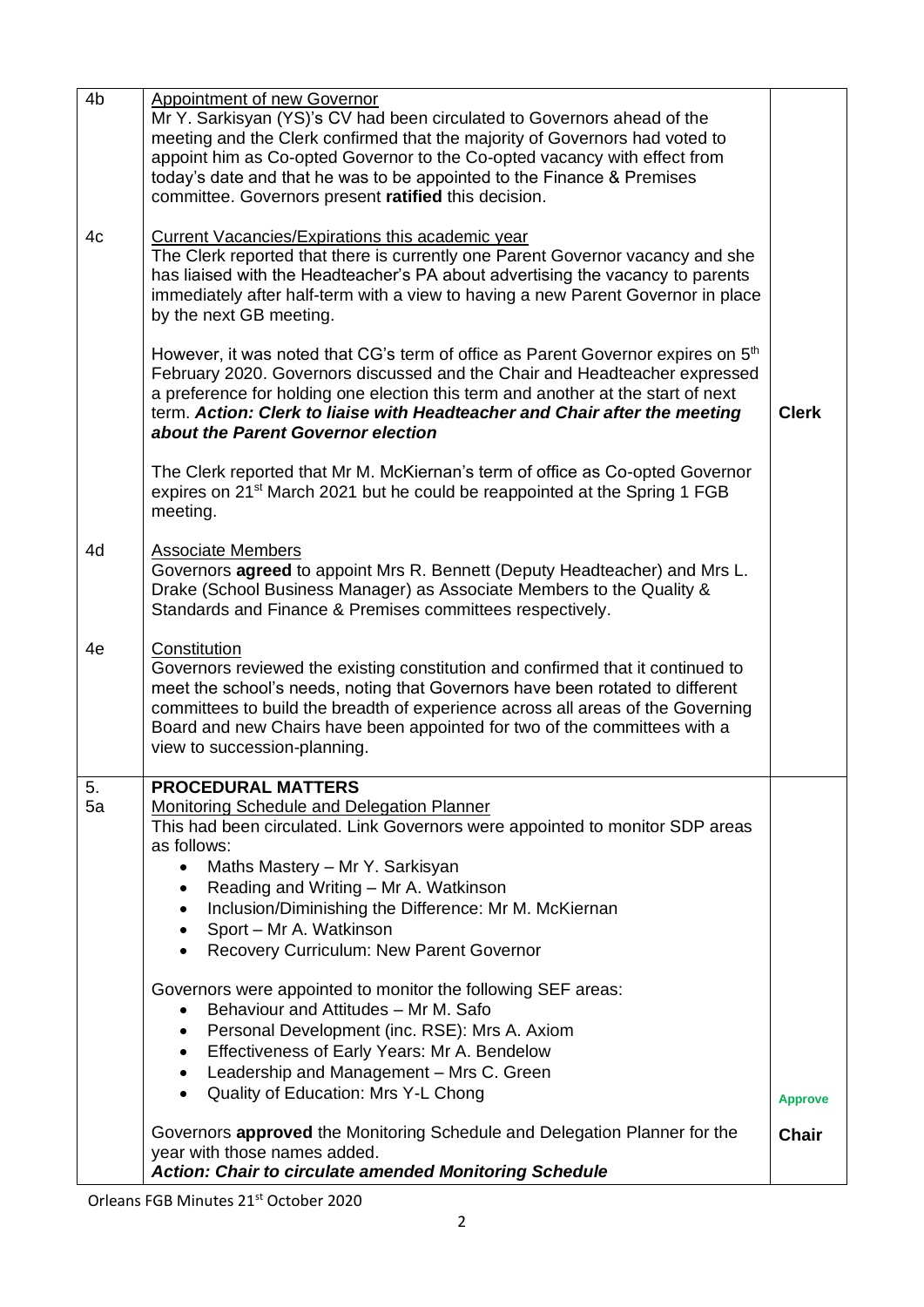| | | |
|---|---|---|
| 4b | <u>Appointment of new Governor</u><br>Mr Y. Sarkisyan (YS)'s CV had been circulated to Governors ahead of the meeting and the Clerk confirmed that the majority of Governors had voted to appoint him as Co-opted Governor to the Co-opted vacancy with effect from today's date and that he was to be appointed to the Finance & Premises committee. Governors present **ratified** this decision. | |
| 4c | <u>Current Vacancies/Expirations this academic year</u><br>The Clerk reported that there is currently one Parent Governor vacancy and she has liaised with the Headteacher's PA about advertising the vacancy to parents immediately after half-term with a view to having a new Parent Governor in place by the next GB meeting.<br><br>However, it was noted that CG's term of office as Parent Governor expires on 5th February 2020. Governors discussed and the Chair and Headteacher expressed a preference for holding one election this term and another at the start of next term. ***Action: Clerk to liaise with Headteacher and Chair after the meeting about the Parent Governor election***<br><br>The Clerk reported that Mr M. McKiernan's term of office as Co-opted Governor expires on 21st March 2021 but he could be reappointed at the Spring 1 FGB meeting. | **Clerk** |
| 4d | <u>Associate Members</u><br>Governors **agreed** to appoint Mrs R. Bennett (Deputy Headteacher) and Mrs L. Drake (School Business Manager) as Associate Members to the Quality & Standards and Finance & Premises committees respectively. | |
| 4e | <u>Constitution</u><br>Governors reviewed the existing constitution and confirmed that it continued to meet the school's needs, noting that Governors have been rotated to different committees to build the breadth of experience across all areas of the Governing Board and new Chairs have been appointed for two of the committees with a view to succession-planning. | |
| 5.<br>5a | **PROCEDURAL MATTERS**<br><u>Monitoring Schedule and Delegation Planner</u><br>This had been circulated. Link Governors were appointed to monitor SDP areas as follows:<br>• Maths Mastery – Mr Y. Sarkisyan<br>• Reading and Writing – Mr A. Watkinson<br>• Inclusion/Diminishing the Difference: Mr M. McKiernan<br>• Sport – Mr A. Watkinson<br>• Recovery Curriculum: New Parent Governor<br><br>Governors were appointed to monitor the following SEF areas:<br>• Behaviour and Attitudes – Mr M. Safo<br>• Personal Development (inc. RSE): Mrs A. Axiom<br>• Effectiveness of Early Years: Mr A. Bendelow<br>• Leadership and Management – Mrs C. Green<br>• Quality of Education: Mrs Y-L Chong<br><br>Governors **approved** the Monitoring Schedule and Delegation Planner for the year with those names added.<br>***Action: Chair to circulate amended Monitoring Schedule*** | **Approve**<br><br>**Chair** |

Orleans FGB Minutes 21st October 2020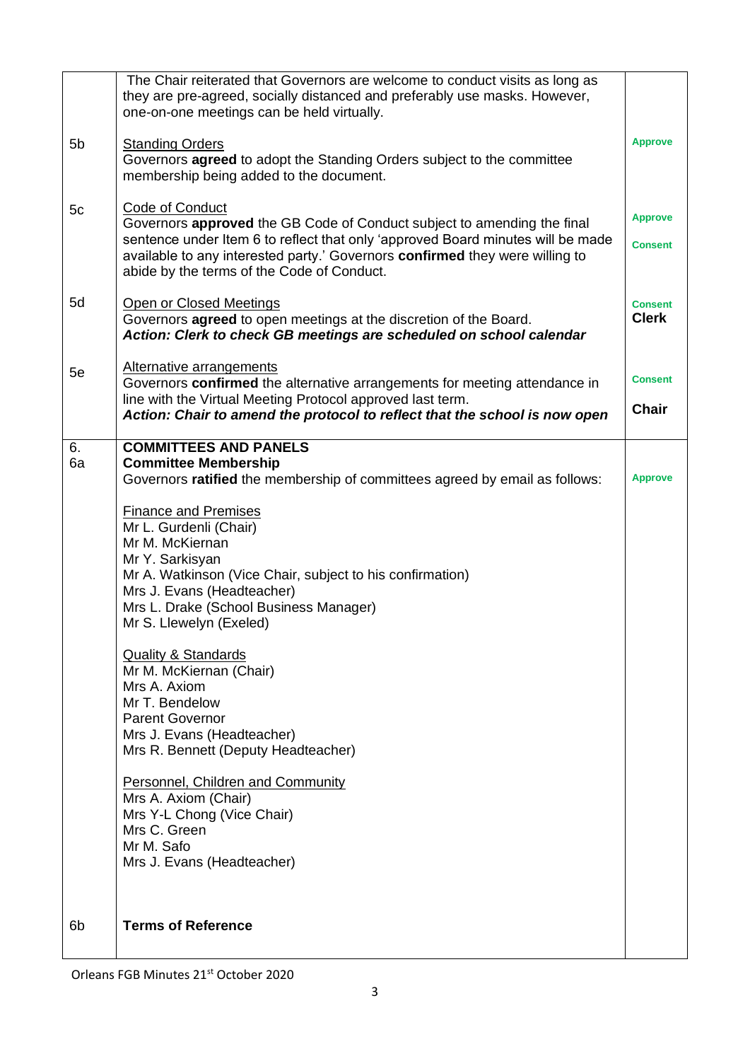| | | |
|---|---|---|
| | The Chair reiterated that Governors are welcome to conduct visits as long as they are pre-agreed, socially distanced and preferably use masks. However, one-on-one meetings can be held virtually. | |
| 5b | Standing Orders<br>Governors **agreed** to adopt the Standing Orders subject to the committee membership being added to the document. | Approve |
| 5c | Code of Conduct<br>Governors **approved** the GB Code of Conduct subject to amending the final sentence under Item 6 to reflect that only 'approved Board minutes will be made available to any interested party.' Governors **confirmed** they were willing to abide by the terms of the Code of Conduct. | Approve<br><br>Consent |
| 5d | Open or Closed Meetings<br>Governors **agreed** to open meetings at the discretion of the Board.<br>***Action: Clerk to check GB meetings are scheduled on school calendar*** | Consent<br>**Clerk** |
| 5e | Alternative arrangements<br>Governors **confirmed** the alternative arrangements for meeting attendance in line with the Virtual Meeting Protocol approved last term.<br>***Action: Chair to amend the protocol to reflect that the school is now open*** | Consent<br><br>**Chair** |
| 6.<br>6a | **COMMITTEES AND PANELS**<br>**Committee Membership**<br>Governors **ratified** the membership of committees agreed by email as follows:<br><br>Finance and Premises<br>Mr L. Gurdenli (Chair)<br>Mr M. McKiernan<br>Mr Y. Sarkisyan<br>Mr A. Watkinson (Vice Chair, subject to his confirmation)<br>Mrs J. Evans (Headteacher)<br>Mrs L. Drake (School Business Manager)<br>Mr S. Llewelyn (Exeled)<br><br>Quality & Standards<br>Mr M. McKiernan (Chair)<br>Mrs A. Axiom<br>Mr T. Bendelow<br>Parent Governor<br>Mrs J. Evans (Headteacher)<br>Mrs R. Bennett (Deputy Headteacher)<br><br>Personnel, Children and Community<br>Mrs A. Axiom (Chair)<br>Mrs Y-L Chong (Vice Chair)<br>Mrs C. Green<br>Mr M. Safo<br>Mrs J. Evans (Headteacher) | Approve |
| 6b | **Terms of Reference** | |

Orleans FGB Minutes 21st October 2020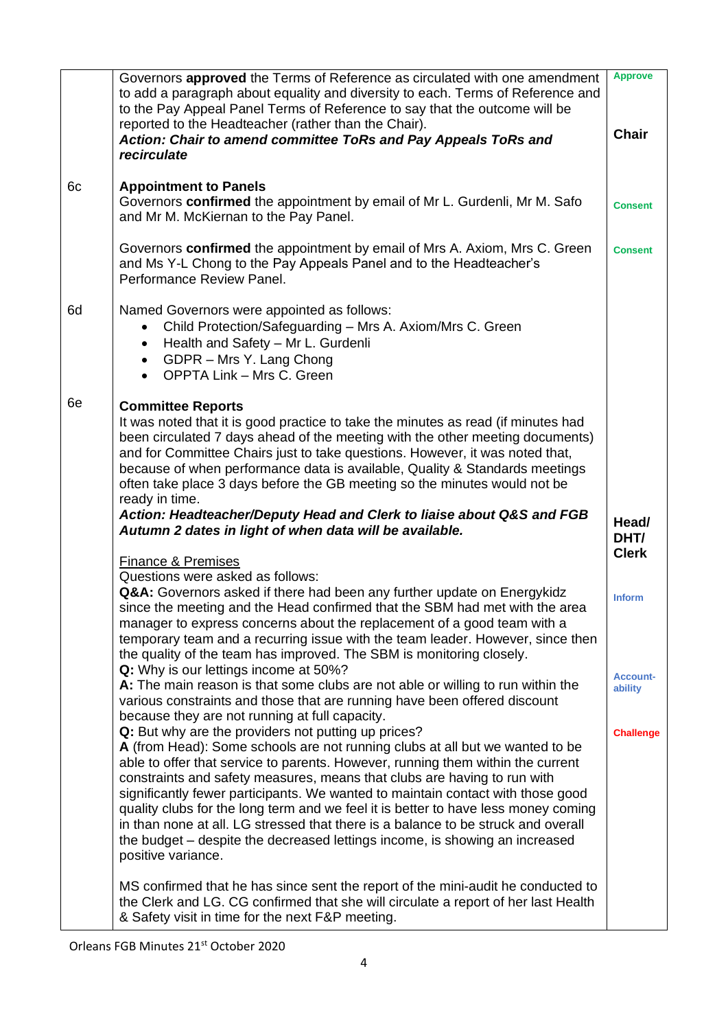| | | |
|---|---|---|
| | Governors **approved** the Terms of Reference as circulated with one amendment to add a paragraph about equality and diversity to each. Terms of Reference and to the Pay Appeal Panel Terms of Reference to say that the outcome will be reported to the Headteacher (rather than the Chair).<br>***Action: Chair to amend committee ToRs and Pay Appeals ToRs and recirculate*** | Approve<br><br>**Chair** |
| 6c | **Appointment to Panels**<br>Governors **confirmed** the appointment by email of Mr L. Gurdenli, Mr M. Safo and Mr M. McKiernan to the Pay Panel.<br><br>Governors **confirmed** the appointment by email of Mrs A. Axiom, Mrs C. Green and Ms Y-L Chong to the Pay Appeals Panel and to the Headteacher's Performance Review Panel. | Consent<br><br>Consent |
| 6d | Named Governors were appointed as follows:<br>• Child Protection/Safeguarding – Mrs A. Axiom/Mrs C. Green<br>• Health and Safety – Mr L. Gurdenli<br>• GDPR – Mrs Y. Lang Chong<br>• OPPTA Link – Mrs C. Green | |
| 6e | **Committee Reports**<br>It was noted that it is good practice to take the minutes as read (if minutes had been circulated 7 days ahead of the meeting with the other meeting documents) and for Committee Chairs just to take questions. However, it was noted that, because of when performance data is available, Quality & Standards meetings often take place 3 days before the GB meeting so the minutes would not be ready in time.<br>***Action: Headteacher/Deputy Head and Clerk to liaise about Q&S and FGB Autumn 2 dates in light of when data will be available.***<br><br>Finance & Premises<br>Questions were asked as follows:<br>**Q&A:** Governors asked if there had been any further update on Energykidz since the meeting and the Head confirmed that the SBM had met with the area manager to express concerns about the replacement of a good team with a temporary team and a recurring issue with the team leader. However, since then the quality of the team has improved. The SBM is monitoring closely.<br>**Q:** Why is our lettings income at 50%?<br>**A:** The main reason is that some clubs are not able or willing to run within the various constraints and those that are running have been offered discount because they are not running at full capacity.<br>**Q:** But why are the providers not putting up prices?<br>**A** (from Head): Some schools are not running clubs at all but we wanted to be able to offer that service to parents. However, running them within the current constraints and safety measures, means that clubs are having to run with significantly fewer participants. We wanted to maintain contact with those good quality clubs for the long term and we feel it is better to have less money coming in than none at all. LG stressed that there is a balance to be struck and overall the budget – despite the decreased lettings income, is showing an increased positive variance.<br><br>MS confirmed that he has since sent the report of the mini-audit he conducted to the Clerk and LG. CG confirmed that she will circulate a report of her last Health & Safety visit in time for the next F&P meeting. | **Head/ DHT/ Clerk**<br><br>Inform<br><br>Account-ability<br><br>Challenge |

Orleans FGB Minutes 21st October 2020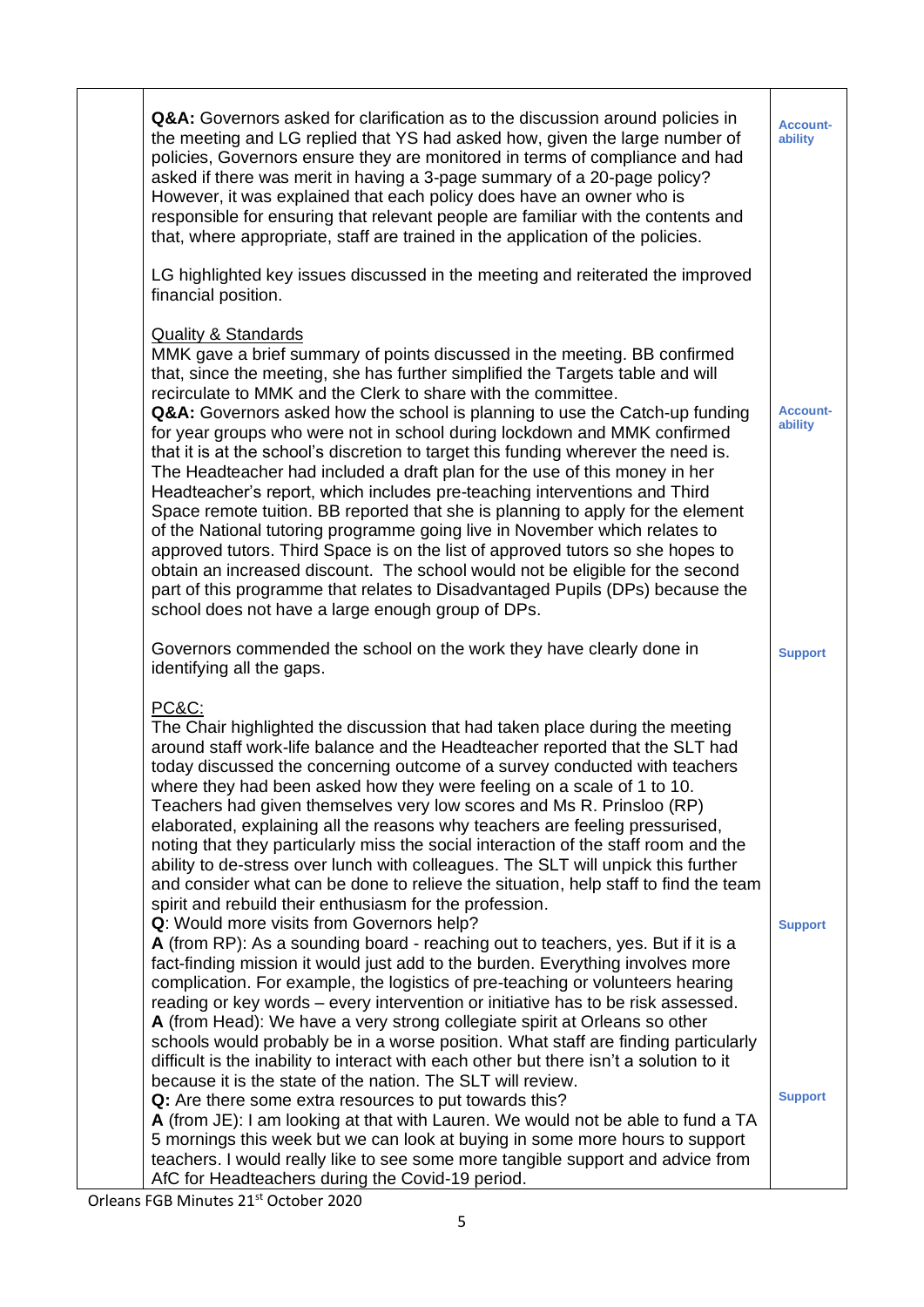| | | |
|---|---|---|
| | **Q&A:** Governors asked for clarification as to the discussion around policies in the meeting and LG replied that YS had asked how, given the large number of policies, Governors ensure they are monitored in terms of compliance and had asked if there was merit in having a 3-page summary of a 20-page policy? However, it was explained that each policy does have an owner who is responsible for ensuring that relevant people are familiar with the contents and that, where appropriate, staff are trained in the application of the policies.<br><br>LG highlighted key issues discussed in the meeting and reiterated the improved financial position. | **Account-ability** |
| | <u>Quality & Standards</u><br>MMK gave a brief summary of points discussed in the meeting. BB confirmed that, since the meeting, she has further simplified the Targets table and will recirculate to MMK and the Clerk to share with the committee.<br>**Q&A:** Governors asked how the school is planning to use the Catch-up funding for year groups who were not in school during lockdown and MMK confirmed that it is at the school's discretion to target this funding wherever the need is. The Headteacher had included a draft plan for the use of this money in her Headteacher's report, which includes pre-teaching interventions and Third Space remote tuition. BB reported that she is planning to apply for the element of the National tutoring programme going live in November which relates to approved tutors. Third Space is on the list of approved tutors so she hopes to obtain an increased discount. The school would not be eligible for the second part of this programme that relates to Disadvantaged Pupils (DPs) because the school does not have a large enough group of DPs. | **Account-ability** |
| | Governors commended the school on the work they have clearly done in identifying all the gaps. | **Support** |
| | <u>PC&C:</u><br>The Chair highlighted the discussion that had taken place during the meeting around staff work-life balance and the Headteacher reported that the SLT had today discussed the concerning outcome of a survey conducted with teachers where they had been asked how they were feeling on a scale of 1 to 10. Teachers had given themselves very low scores and Ms R. Prinsloo (RP) elaborated, explaining all the reasons why teachers are feeling pressurised, noting that they particularly miss the social interaction of the staff room and the ability to de-stress over lunch with colleagues. The SLT will unpick this further and consider what can be done to relieve the situation, help staff to find the team spirit and rebuild their enthusiasm for the profession.<br>**Q**: Would more visits from Governors help?<br>**A** (from RP): As a sounding board - reaching out to teachers, yes. But if it is a fact-finding mission it would just add to the burden. Everything involves more complication. For example, the logistics of pre-teaching or volunteers hearing reading or key words – every intervention or initiative has to be risk assessed.<br>**A** (from Head): We have a very strong collegiate spirit at Orleans so other schools would probably be in a worse position. What staff are finding particularly difficult is the inability to interact with each other but there isn't a solution to it because it is the state of the nation. The SLT will review.<br>**Q:** Are there some extra resources to put towards this?<br>**A** (from JE): I am looking at that with Lauren. We would not be able to fund a TA 5 mornings this week but we can look at buying in some more hours to support teachers. I would really like to see some more tangible support and advice from AfC for Headteachers during the Covid-19 period. | **Support**<br><br>**Support** |

Orleans FGB Minutes 21st October 2020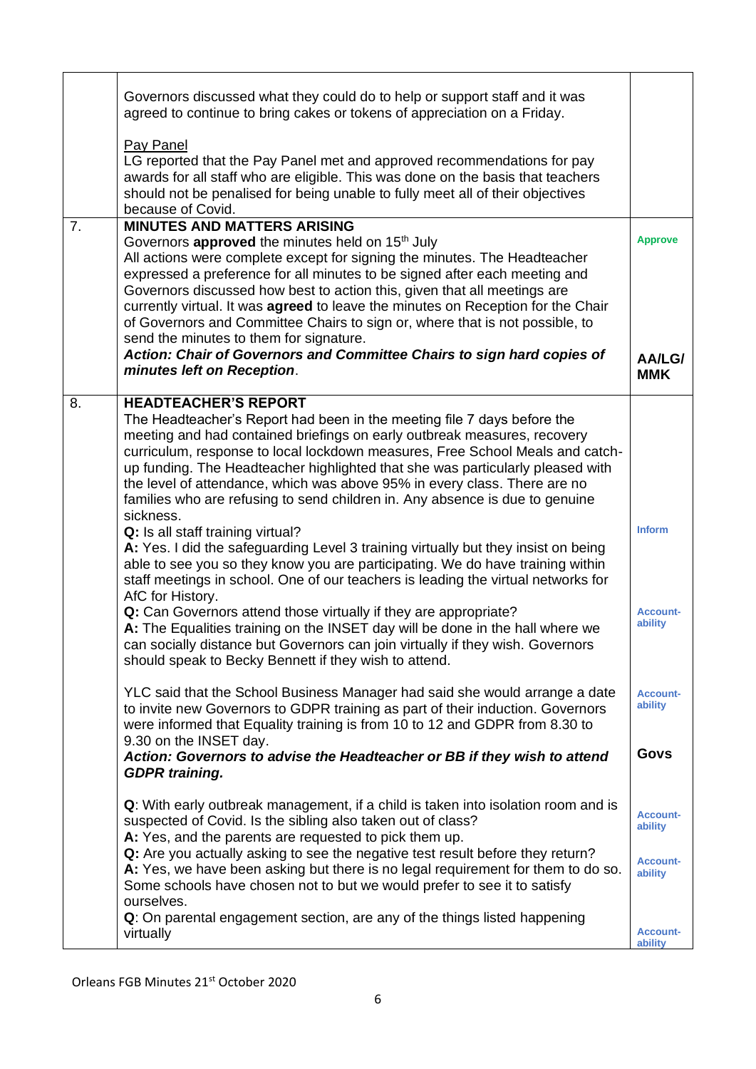| | | |
|---|---|---|
| | Governors discussed what they could do to help or support staff and it was agreed to continue to bring cakes or tokens of appreciation on a Friday.<br><br>Pay Panel<br>LG reported that the Pay Panel met and approved recommendations for pay awards for all staff who are eligible. This was done on the basis that teachers should not be penalised for being unable to fully meet all of their objectives because of Covid. | |
| 7. | **MINUTES AND MATTERS ARISING**<br>Governors **approved** the minutes held on 15th July<br>All actions were complete except for signing the minutes. The Headteacher expressed a preference for all minutes to be signed after each meeting and Governors discussed how best to action this, given that all meetings are currently virtual. It was **agreed** to leave the minutes on Reception for the Chair of Governors and Committee Chairs to sign or, where that is not possible, to send the minutes to them for signature.<br>***Action: Chair of Governors and Committee Chairs to sign hard copies of minutes left on Reception*.** | **Approve**<br><br>**AA/LG/ MMK** |
| 8. | **HEADTEACHER'S REPORT**<br>The Headteacher's Report had been in the meeting file 7 days before the meeting and had contained briefings on early outbreak measures, recovery curriculum, response to local lockdown measures, Free School Meals and catch-up funding. The Headteacher highlighted that she was particularly pleased with the level of attendance, which was above 95% in every class. There are no families who are refusing to send children in. Any absence is due to genuine sickness.<br>**Q:** Is all staff training virtual?<br>**A:** Yes. I did the safeguarding Level 3 training virtually but they insist on being able to see you so they know you are participating. We do have training within staff meetings in school. One of our teachers is leading the virtual networks for AfC for History.<br>**Q:** Can Governors attend those virtually if they are appropriate?<br>**A:** The Equalities training on the INSET day will be done in the hall where we can socially distance but Governors can join virtually if they wish. Governors should speak to Becky Bennett if they wish to attend.<br><br>YLC said that the School Business Manager had said she would arrange a date to invite new Governors to GDPR training as part of their induction. Governors were informed that Equality training is from 10 to 12 and GDPR from 8.30 to 9.30 on the INSET day.<br>***Action: Governors to advise the Headteacher or BB if they wish to attend GDPR training.***<br><br>**Q**: With early outbreak management, if a child is taken into isolation room and is suspected of Covid. Is the sibling also taken out of class?<br>**A:** Yes, and the parents are requested to pick them up.<br>**Q:** Are you actually asking to see the negative test result before they return?<br>**A:** Yes, we have been asking but there is no legal requirement for them to do so. Some schools have chosen not to but we would prefer to see it to satisfy ourselves.<br>**Q**: On parental engagement section, are any of the things listed happening virtually | Inform<br><br>Accountability<br><br>Accountability<br><br>**Govs**<br><br>Accountability<br><br>Accountability<br><br>Accountability |

Orleans FGB Minutes 21st October 2020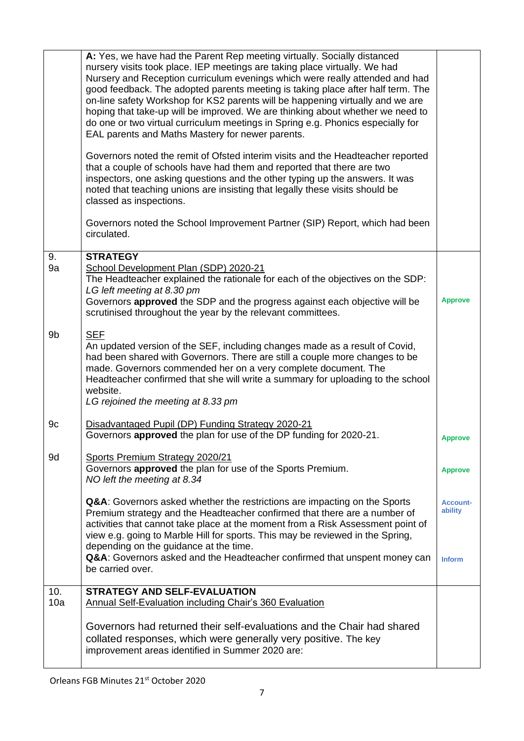| | | |
|---|---|---|
| | **A:** Yes, we have had the Parent Rep meeting virtually. Socially distanced nursery visits took place. IEP meetings are taking place virtually. We had Nursery and Reception curriculum evenings which were really attended and had good feedback. The adopted parents meeting is taking place after half term. The on-line safety Workshop for KS2 parents will be happening virtually and we are hoping that take-up will be improved. We are thinking about whether we need to do one or two virtual curriculum meetings in Spring e.g. Phonics especially for EAL parents and Maths Mastery for newer parents.<br><br>Governors noted the remit of Ofsted interim visits and the Headteacher reported that a couple of schools have had them and reported that there are two inspectors, one asking questions and the other typing up the answers. It was noted that teaching unions are insisting that legally these visits should be classed as inspections.<br><br>Governors noted the School Improvement Partner (SIP) Report, which had been circulated. | |
| 9.<br>9a | **STRATEGY**<br>School Development Plan (SDP) 2020-21<br>The Headteacher explained the rationale for each of the objectives on the SDP:<br>*LG left meeting at 8.30 pm*<br>Governors **approved** the SDP and the progress against each objective will be scrutinised throughout the year by the relevant committees. | **Approve** |
| 9b | SEF<br>An updated version of the SEF, including changes made as a result of Covid, had been shared with Governors. There are still a couple more changes to be made. Governors commended her on a very complete document. The Headteacher confirmed that she will write a summary for uploading to the school website.<br>*LG rejoined the meeting at 8.33 pm* | |
| 9c | Disadvantaged Pupil (DP) Funding Strategy 2020-21<br>Governors **approved** the plan for use of the DP funding for 2020-21. | **Approve** |
| 9d | Sports Premium Strategy 2020/21<br>Governors **approved** the plan for use of the Sports Premium.<br>*NO left the meeting at 8.34* | **Approve** |
| | **Q&A**: Governors asked whether the restrictions are impacting on the Sports Premium strategy and the Headteacher confirmed that there are a number of activities that cannot take place at the moment from a Risk Assessment point of view e.g. going to Marble Hill for sports. This may be reviewed in the Spring, depending on the guidance at the time. | **Account-ability** |
| | **Q&A**: Governors asked and the Headteacher confirmed that unspent money can be carried over. | **Inform** |
| 10.<br>10a | **STRATEGY AND SELF-EVALUATION**<br>Annual Self-Evaluation including Chair's 360 Evaluation<br><br>Governors had returned their self-evaluations and the Chair had shared collated responses, which were generally very positive. The key improvement areas identified in Summer 2020 are: | |

Orleans FGB Minutes 21st October 2020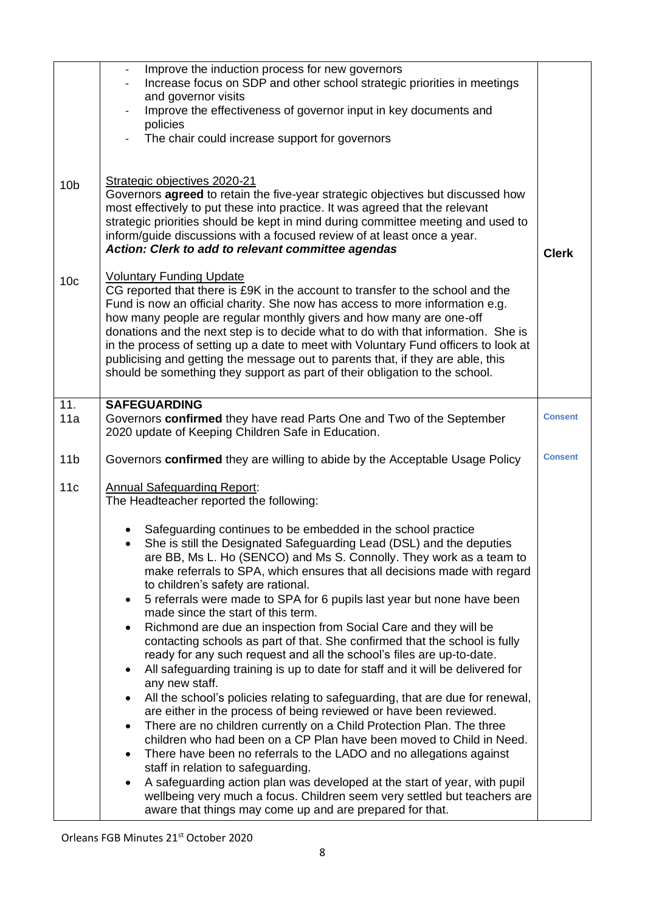| | | |
|---|---|---|
| | - Improve the induction process for new governors<br>- Increase focus on SDP and other school strategic priorities in meetings and governor visits<br>- Improve the effectiveness of governor input in key documents and policies<br>- The chair could increase support for governors | |
| 10b | Strategic objectives 2020-21<br>Governors **agreed** to retain the five-year strategic objectives but discussed how most effectively to put these into practice. It was agreed that the relevant strategic priorities should be kept in mind during committee meeting and used to inform/guide discussions with a focused review of at least once a year.<br>***Action: Clerk to add to relevant committee agendas*** | **Clerk** |
| 10c | Voluntary Funding Update<br>CG reported that there is £9K in the account to transfer to the school and the Fund is now an official charity. She now has access to more information e.g. how many people are regular monthly givers and how many are one-off donations and the next step is to decide what to do with that information. She is in the process of setting up a date to meet with Voluntary Fund officers to look at publicising and getting the message out to parents that, if they are able, this should be something they support as part of their obligation to the school. | |
| 11.<br>11a | **SAFEGUARDING**<br>Governors **confirmed** they have read Parts One and Two of the September 2020 update of Keeping Children Safe in Education. | **Consent** |
| 11b | Governors **confirmed** they are willing to abide by the Acceptable Usage Policy | **Consent** |
| 11c | Annual Safeguarding Report:<br>The Headteacher reported the following:<br>• Safeguarding continues to be embedded in the school practice<br>• She is still the Designated Safeguarding Lead (DSL) and the deputies are BB, Ms L. Ho (SENCO) and Ms S. Connolly. They work as a team to make referrals to SPA, which ensures that all decisions made with regard to children's safety are rational.<br>• 5 referrals were made to SPA for 6 pupils last year but none have been made since the start of this term.<br>• Richmond are due an inspection from Social Care and they will be contacting schools as part of that. She confirmed that the school is fully ready for any such request and all the school's files are up-to-date.<br>• All safeguarding training is up to date for staff and it will be delivered for any new staff.<br>• All the school's policies relating to safeguarding, that are due for renewal, are either in the process of being reviewed or have been reviewed.<br>• There are no children currently on a Child Protection Plan. The three children who had been on a CP Plan have been moved to Child in Need.<br>• There have been no referrals to the LADO and no allegations against staff in relation to safeguarding.<br>• A safeguarding action plan was developed at the start of year, with pupil wellbeing very much a focus. Children seem very settled but teachers are aware that things may come up and are prepared for that. | |

Orleans FGB Minutes 21st October 2020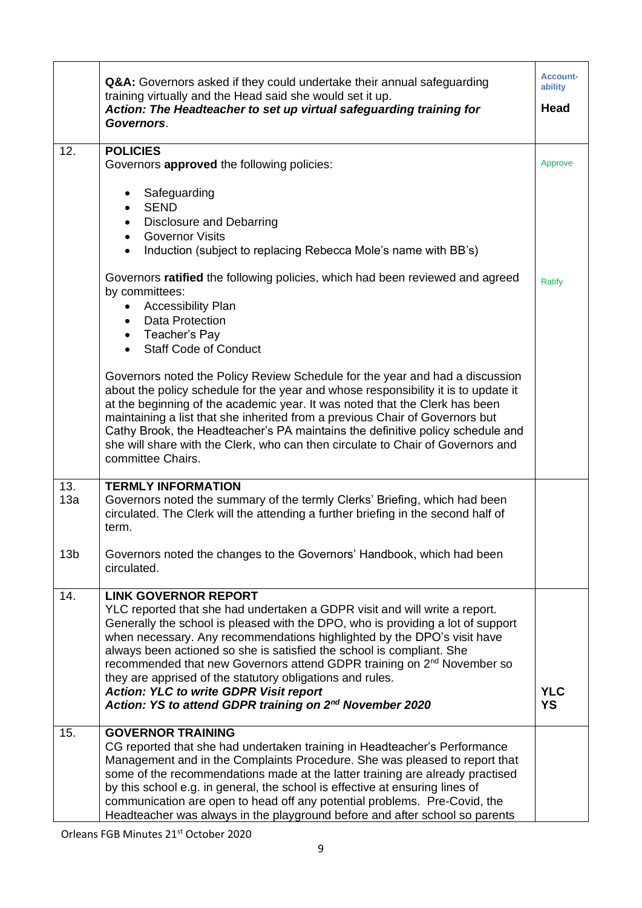| | | |
|---|---|---|
| | **Q&A:** Governors asked if they could undertake their annual safeguarding training virtually and the Head said she would set it up.<br>***Action: The Headteacher to set up virtual safeguarding training for Governors***. | **Account-ability**<br><br>**Head** |
| 12. | **POLICIES**<br>Governors **approved** the following policies:<br><br>• Safeguarding<br>• SEND<br>• Disclosure and Debarring<br>• Governor Visits<br>• Induction (subject to replacing Rebecca Mole's name with BB's)<br><br>Governors **ratified** the following policies, which had been reviewed and agreed by committees:<br>• Accessibility Plan<br>• Data Protection<br>• Teacher's Pay<br>• Staff Code of Conduct<br><br>Governors noted the Policy Review Schedule for the year and had a discussion about the policy schedule for the year and whose responsibility it is to update it at the beginning of the academic year. It was noted that the Clerk has been maintaining a list that she inherited from a previous Chair of Governors but Cathy Brook, the Headteacher's PA maintains the definitive policy schedule and she will share with the Clerk, who can then circulate to Chair of Governors and committee Chairs. | Approve<br><br><br><br><br><br><br>Ratify |
| 13.<br>13a<br><br><br>13b | **TERMLY INFORMATION**<br>Governors noted the summary of the termly Clerks' Briefing, which had been circulated. The Clerk will the attending a further briefing in the second half of term.<br><br>Governors noted the changes to the Governors' Handbook, which had been circulated. | |
| 14. | **LINK GOVERNOR REPORT**<br>YLC reported that she had undertaken a GDPR visit and will write a report. Generally the school is pleased with the DPO, who is providing a lot of support when necessary. Any recommendations highlighted by the DPO's visit have always been actioned so she is satisfied the school is compliant. She recommended that new Governors attend GDPR training on 2nd November so they are apprised of the statutory obligations and rules.<br>***Action: YLC to write GDPR Visit report***<br>***Action: YS to attend GDPR training on 2nd November 2020*** | <br><br><br><br><br><br><br>**YLC**<br>**YS** |
| 15. | **GOVERNOR TRAINING**<br>CG reported that she had undertaken training in Headteacher's Performance Management and in the Complaints Procedure. She was pleased to report that some of the recommendations made at the latter training are already practised by this school e.g. in general, the school is effective at ensuring lines of communication are open to head off any potential problems. Pre-Covid, the Headteacher was always in the playground before and after school so parents | |

Orleans FGB Minutes 21st October 2020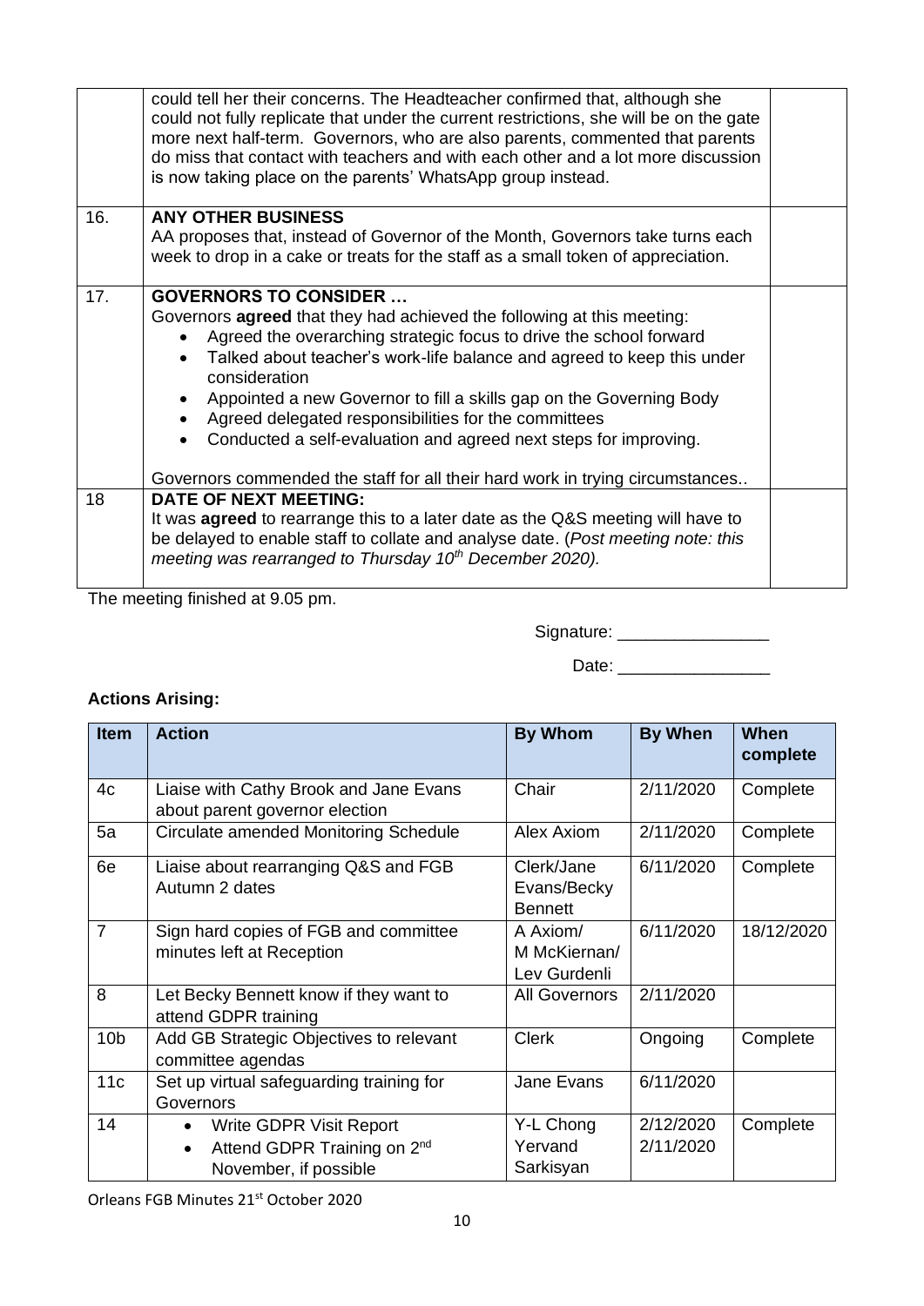| | | |
|---|---|---|
| | could tell her their concerns. The Headteacher confirmed that, although she could not fully replicate that under the current restrictions, she will be on the gate more next half-term. Governors, who are also parents, commented that parents do miss that contact with teachers and with each other and a lot more discussion is now taking place on the parents' WhatsApp group instead. | |
| 16. | **ANY OTHER BUSINESS**<br>AA proposes that, instead of Governor of the Month, Governors take turns each week to drop in a cake or treats for the staff as a small token of appreciation. | |
| 17. | **GOVERNORS TO CONSIDER …**<br>Governors **agreed** that they had achieved the following at this meeting:<br>• Agreed the overarching strategic focus to drive the school forward<br>• Talked about teacher's work-life balance and agreed to keep this under consideration<br>• Appointed a new Governor to fill a skills gap on the Governing Body<br>• Agreed delegated responsibilities for the committees<br>• Conducted a self-evaluation and agreed next steps for improving.<br><br>Governors commended the staff for all their hard work in trying circumstances.. | |
| 18 | **DATE OF NEXT MEETING:**<br>It was **agreed** to rearrange this to a later date as the Q&S meeting will have to be delayed to enable staff to collate and analyse date. (*Post meeting note: this meeting was rearranged to Thursday 10th December 2020).* | |

The meeting finished at 9.05 pm.

Signature: ________________

Date: ________________

**Actions Arising:**

| Item | Action | By Whom | By When | When complete |
|---|---|---|---|---|
| 4c | Liaise with Cathy Brook and Jane Evans about parent governor election | Chair | 2/11/2020 | Complete |
| 5a | Circulate amended Monitoring Schedule | Alex Axiom | 2/11/2020 | Complete |
| 6e | Liaise about rearranging Q&S and FGB Autumn 2 dates | Clerk/Jane Evans/Becky Bennett | 6/11/2020 | Complete |
| 7 | Sign hard copies of FGB and committee minutes left at Reception | A Axiom/ M McKiernan/ Lev Gurdenli | 6/11/2020 | 18/12/2020 |
| 8 | Let Becky Bennett know if they want to attend GDPR training | All Governors | 2/11/2020 | |
| 10b | Add GB Strategic Objectives to relevant committee agendas | Clerk | Ongoing | Complete |
| 11c | Set up virtual safeguarding training for Governors | Jane Evans | 6/11/2020 | |
| 14 | • Write GDPR Visit Report<br>• Attend GDPR Training on 2nd November, if possible | Y-L Chong<br>Yervand Sarkisyan | 2/12/2020<br>2/11/2020 | Complete |

Orleans FGB Minutes 21st October 2020